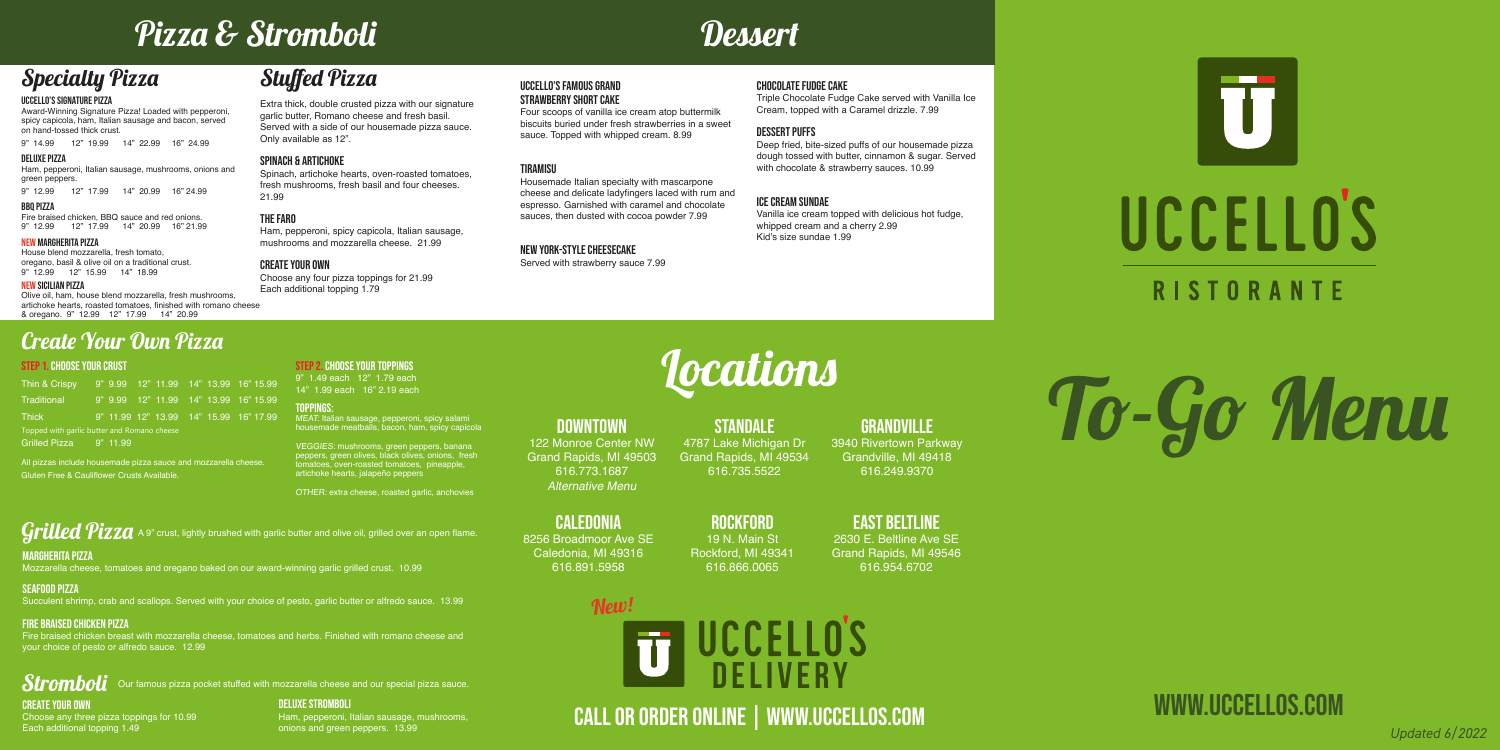# Pizza & Stromboli

## Specialty Pizza

### UCCELLO'S SIGNATURE PIZZA

Award-Winning Signature Pizza! Loaded with pepperoni, spicy capicola, ham, Italian sausage and bacon, served on hand-tossed thick crust.

9" 14.99 12" 19.99 14" 22.99 16" 24.99

### DELUXE PIZZA

Ham, pepperoni, Italian sausage, mushrooms, onions and green peppers.

9" 12.99 12" 17.99 14" 20.99 16" 24.99

### BBQ PIZZA

Fire braised chicken, BBQ sauce and red onions.

9" 12.99 12" 17.99 14" 20.99 16" 21.99

### NEW MARGHERITA PIZZA

House blend mozzarella, fresh tomato, oregano, basil & olive oil on a traditional crust.

9" 12.99 12" 15.99 14" 18.99

### NEW SICILIAN PIZZA

Olive oil, ham, house blend mozzarella, fresh mushrooms, artichoke hearts, roasted tomatoes, finished with romano cheese & oregano. 9" 12.99 12" 17.99 14" 20.99

## Stuffed Pizza

Extra thick, double crusted pizza with our signature garlic butter, Romano cheese and fresh basil. Served with a side of our housemade pizza sauce. Only available as 12".

### SPINACH & ARTICHOKE

Spinach, artichoke hearts, oven-roasted tomatoes, fresh mushrooms, fresh basil and four cheeses. 21.99

### THE FARO

Ham, pepperoni, spicy capicola, Italian sausage, mushrooms and mozzarella cheese. 21.99

### CREATE YOUR OWN

Choose any four pizza toppings for 21.99
Each additional topping 1.79

## Create Your Own Pizza

### STEP 1: CHOOSE YOUR CRUST

| | 9" | 12" | 14" | 16" |
|---|---|---|---|---|
| Thin & Crispy | 9.99 | 11.99 | 13.99 | 15.99 |
| Traditional | 9.99 | 11.99 | 13.99 | 15.99 |
| Thick | 11.99 | 13.99 | 15.99 | 17.99 |

Topped with garlic butter and Romano cheese

Grilled Pizza 9" 11.99

All pizzas include housemade pizza sauce and mozzarella cheese.
Gluten Free & Cauliflower Crusts Available.

### STEP 2: CHOOSE YOUR TOPPINGS

9" 1.49 each 12" 1.79 each
14" 1.99 each 16" 2.19 each

**TOPPINGS:**

MEAT: Italian sausage, pepperoni, spicy salami housemade meatballs, bacon, ham, spicy capicola

VEGGIES: mushrooms, green peppers, banana peppers, green olives, black olives, onions, fresh tomatoes, oven-roasted tomatoes, pineapple, artichoke hearts, jalapeño peppers

OTHER: extra cheese, roasted garlic, anchovies

## Grilled Pizza

A 9" crust, lightly brushed with garlic butter and olive oil, grilled over an open flame.

### MARGHERITA PIZZA

Mozzarella cheese, tomatoes and oregano baked on our award-winning garlic grilled crust. 10.99

### SEAFOOD PIZZA

Succulent shrimp, crab and scallops. Served with your choice of pesto, garlic butter or alfredo sauce. 13.99

### FIRE BRAISED CHICKEN PIZZA

Fire braised chicken breast with mozzarella cheese, tomatoes and herbs. Finished with romano cheese and your choice of pesto or alfredo sauce. 12.99

## Stromboli

Our famous pizza pocket stuffed with mozzarella cheese and our special pizza sauce.

### CREATE YOUR OWN

Choose any three pizza toppings for 10.99
Each additional topping 1.49

### DELUXE STROMBOLI

Ham, pepperoni, Italian sausage, mushrooms, onions and green peppers. 13.99

# Dessert

### UCCELLO'S FAMOUS GRAND STRAWBERRY SHORT CAKE

Four scoops of vanilla ice cream atop buttermilk biscuits buried under fresh strawberries in a sweet sauce. Topped with whipped cream. 8.99

### TIRAMISU

Housemade Italian specialty with mascarpone cheese and delicate ladyfingers laced with rum and espresso. Garnished with caramel and chocolate sauces, then dusted with cocoa powder 7.99

### NEW YORK-STYLE CHEESECAKE

Served with strawberry sauce 7.99

### CHOCOLATE FUDGE CAKE

Triple Chocolate Fudge Cake served with Vanilla Ice Cream, topped with a Caramel drizzle. 7.99

### DESSERT PUFFS

Deep fried, bite-sized puffs of our housemade pizza dough tossed with butter, cinnamon & sugar. Served with chocolate & strawberry sauces. 10.99

### ICE CREAM SUNDAE

Vanilla ice cream topped with delicious hot fudge, whipped cream and a cherry 2.99
Kid's size sundae 1.99

# Locations

### DOWNTOWN

122 Monroe Center NW
Grand Rapids, MI 49503
616.773.1687
*Alternative Menu*

### STANDALE

4787 Lake Michigan Dr
Grand Rapids, MI 49534
616.735.5522

### GRANDVILLE

3940 Rivertown Parkway
Grandville, MI 49418
616.249.9370

### CALEDONIA

8256 Broadmoor Ave SE
Caledonia, MI 49316
616.891.5958

### ROCKFORD

19 N. Main St
Rockford, MI 49341
616.866.0065

### EAST BELTLINE

2630 E. Beltline Ave SE
Grand Rapids, MI 49546
616.954.6702

New!

UCCELLO'S DELIVERY

## CALL OR ORDER ONLINE | WWW.UCCELLOS.COM

UCCELLO'S RISTORANTE

# To-Go Menu

## WWW.UCCELLOS.COM

*Updated 6/2022*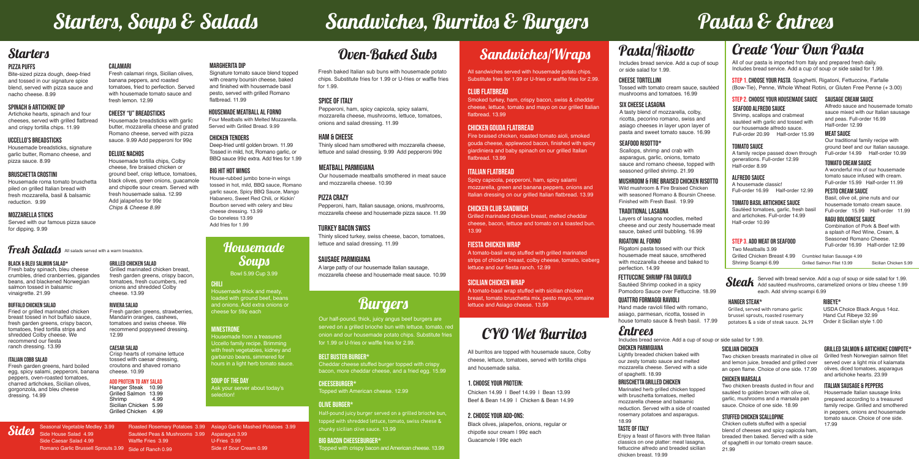# Starters, Soups & Salads

## Starters

### PIZZA PUFFS
Bite-sized pizza dough, deep-fried and tossed in our signature spice blend, served with pizza sauce and nacho cheese. 8.99

### SPINACH & ARTICHOKE DIP
Artichoke hearts, spinach and four cheeses, served with grilled flatbread and crispy tortilla chips. 11.99

### UCCELLO'S BREADSTICKS
Housemade breadsticks, signature garlic butter, Romano cheese, and pizza sauce. 8.99

### BRUSCHETTA CROSTINI
Housemade roma tomato bruschetta piled on grilled Italian bread with fresh mozzarella, basil & balsamic reduction. 9.99

### MOZZARELLA STICKS
Served with our famous pizza sauce for dipping. 9.99

### CALAMARI
Fresh calamari rings, Sicilian olives, banana peppers, and roasted tomatoes, fried to perfection. Served with housemade tomato sauce and fresh lemon. 12.99

### CHEESY "U" BREADSTICKS
Housemade breadsticks with garlic butter, mozzarella cheese and grated Romano cheese, served with pizza sauce. 9.99 Add pepperoni for 99¢

### DELUXE NACHOS
Housemade tortilla chips, Colby cheese, fire braised chicken or ground beef, crisp lettuce, tomatoes, black olives, green onions, guacamole and chipotle sour cream. Served with fresh housemade salsa. 12.99
Add jalapeños for 99¢
*Chips & Cheese 8.99*

### MARGHERITA DIP
Signature tomato sauce blend topped with creamy boursin cheese, baked and finished with housemade basil pesto, served with grilled Romano flatbread. 11.99

### HOUSEMADE MEATBALL AL FORNO
Four Meatballs with Melted Mozzarella. Served with Grilled Bread. 9.99

### CHICKEN TENDERS
Deep-fried until golden brown. 11.99
Tossed in mild, hot, Romano garlic, or BBQ sauce 99¢ extra. Add fries for 1.99

### BIG HIT HOT WINGS
House-rubbed jumbo bone-in wings tossed in hot, mild, BBQ sauce, Romano garlic sauce, Spicy BBQ Sauce, Mango Habanero, Sweet Red Chili, or Kickin' Bourbon served with celery and bleu cheese dressing. 13.99
Go boneless 13.99
Add fries for 1.99

## Fresh Salads
All salads served with a warm breadstick.

### BLACK & BLEU SALMON SALAD*
Fresh baby spinach, bleu cheese crumbles, dried cranberries, gigandes beans, and blackened Norwegian salmon tossed in balsamic vinaigrette. 21.99

### BUFFALO CHICKEN SALAD
Fried or grilled marinated chicken breast tossed in hot buffalo sauce, fresh garden greens, crispy bacon, tomatoes, fried tortilla strips and shredded Colby cheese. We recommend our fiesta ranch dressing. 13.99

### ITALIAN COBB SALAD
Fresh garden greens, hard boiled egg, spicy salami, pepperoni, banana peppers, oven-roasted tomatoes, charred artichokes, Sicilian olives, gorgonzola, and bleu cheese dressing. 14.99

### GRILLED CHICKEN SALAD
Grilled marinated chicken breast, fresh garden greens, crispy bacon, tomatoes, fresh cucumbers, red onions and shredded Colby cheese. 13.99

### RIVIERA SALAD
Fresh garden greens, strawberries, Mandarin oranges, cashews, tomatoes and swiss cheese. We recommend poppyseed dressing. 12.99

### CAESAR SALAD
Crisp hearts of romaine lettuce tossed with caesar dressing, croutons and shaved romano cheese. 10.99

### ADD PROTEIN TO ANY SALAD

| | |
|---|---|
| Hanger Steak | 10.99 |
| Grilled Salmon | 13.99 |
| Shrimp | 4.99 |
| Sicilian Chicken | 5.99 |
| Grilled Chicken | 4.99 |

## Housemade Soups
Bowl 5.99 Cup 3.99

### CHILI
Housemade thick and meaty, loaded with ground beef, beans and onions. Add extra onions or cheese for 59¢ each

### MINESTRONE
Housemade from a treasured Uccello family recipe. Brimming with fresh vegetables, kidney and garbanzo beans, simmered for hours in a light herb tomato sauce.

### SOUP OF THE DAY
Ask your server about today's selection!

## Sides

Seasonal Vegetable Medley 3.99
Side House Salad 4.99
Side Caesar Salad 4.99
Romano Garlic Brussel Sprouts 3.99
Roasted Rosemary Potatoes 3.99
Sautéed Peas & Mushrooms 3.99
Waffle Fries 3.99
Side of Ranch 0.99
Asiago Garlic Mashed Potatoes 3.99
Asparagus 3.99
U-Fries 3.99
Side of Sour Cream 0.99

# Sandwiches, Burritos & Burgers

## Oven-Baked Subs

Fresh baked Italian sub buns with housemade potato chips. Substitute fries for 1.99 or U-fries or waffle fries for 1.99.

### SPICE OF ITALY
Pepperoni, ham, spicy capicola, spicy salami, mozzarella cheese, mushrooms, lettuce, tomatoes, onions and salad dressing. 11.99

### HAM & CHEESE
Thinly sliced ham smothered with mozzarella cheese, lettuce and salad dressing. 9.99 Add pepperoni 99¢

### MEATBALL PARMIGIANA
Our housemade meatballs smothered in meat sauce and mozzarella cheese. 10.99

### PIZZA CRAZY
Pepperoni, ham, Italian sausage, onions, mushrooms, mozzarella cheese and housemade pizza sauce. 11.99

### TURKEY BACON SWISS
Thinly sliced turkey, swiss cheese, bacon, tomatoes, lettuce and salad dressing. 11.99

### SAUSAGE PARMIGIANA
A large patty of our housemade Italian sausage, mozzarella cheese and housemade meat sauce. 10.99

## Burgers

Our half-pound, thick, juicy angus beef burgers are served on a grilled brioche bun with lettuce, tomato, red onion and our housemade potato chips. Substitute fries for 1.99 or U-fries or waffle fries for 2.99.

### BELT BUSTER BURGER*
Cheddar cheese stuffed burger topped with crispy bacon, more cheddar cheese, and a fried egg. 15.99

### CHEESEBURGER*
Topped with American cheese. 12.99

### OLIVE BURGER*
Half-pound juicy burger served on a grilled brioche bun, topped with shredded lettuce, tomato, swiss cheese & chunky sicilian olive sauce. 13.99

### BIG BACON CHEESEBURGER*
Topped with crispy bacon and American cheese. 13.99

## Sandwiches/Wraps

All sandwiches served with housemade potato chips. Substitute fries for 1.99 or U-fries or waffle fries for 2.99.

### CLUB FLATBREAD
Smoked turkey, ham, crispy bacon, swiss & cheddar cheese, lettuce, tomato and mayo on our grilled Italian flatbread. 13.99

### CHICKEN GOUDA FLATBREAD
Fire braised chicken, roasted tomato aioli, smoked gouda cheese, applewood bacon, finished with spicy giardiniera and baby spinach on our grilled Italian flatbread. 13.99

### ITALIAN FLATBREAD
Spicy capicola, pepperoni, ham, spicy salami mozzarella, green and banana peppers, onions and Italian dressing on our grilled Italian flatbread. 13.99

### CHICKEN CLUB SANDWICH
Grilled marinated chicken breast, melted cheddar cheese, bacon, lettuce and tomato on a toasted bun. 13.99

### FIESTA CHICKEN WRAP
A tomato-basil wrap stuffed with grilled marinated strips of chicken breast, colby cheese, tomato, iceberg lettuce and our fiesta ranch. 12.99

### SICILIAN CHICKEN WRAP
A tomato-basil wrap stuffed with sicilian chicken breast, tomato bruschetta mix, pesto mayo, romaine lettuce and Asiago cheese. 13.99

## CYO Wet Burritos

All burritos are topped with housemade sauce, Colby cheese, lettuce, tomatoes, served with tortilla chips and housemade salsa.

### 1. CHOOSE YOUR PROTEIN:
Chicken 14.99 | Beef 14.99 | Bean 13.99
Beef & Bean 14.99 | Chicken & Bean 14.99

### 2. CHOOSE YOUR ADD-ONS:
Black olives, jalapeños, onions, regular or chipotle sour cream | 99¢ each
Guacamole | 99¢ each

# Pastas & Entrees

## Pasta/Risotto

Includes bread service. Add a cup of soup or side salad for 1.99.

### CHEESE TORTELLINI
Tossed with tomato cream sauce, sautéed mushrooms and tomatoes. 16.99

### SIX CHEESE LASAGNA
A tasty blend of mozzarella, colby, ricotta, pecorino romano, swiss and asiago cheeses in layer upon layer of pasta and sweet tomato sauce. 16.99

### SEAFOOD RISOTTO*
Scallops, shrimp and crab with asparagus, garlic, onions, tomato sauce and romano cheese, topped with seasoned grilled shrimp. 21.99

### MUSHROOM & FIRE BRAISED CHICKEN RISOTTO
Wild mushroom & Fire Braised Chicken with seasoned Romano & Boursin Cheese. Finished with Fresh Basil. 19.99

### TRADITIONAL LASAGNA
Layers of lasagna noodles, melted cheese and our zesty housemade meat sauce, baked until bubbling. 16.99

### RIGATONI AL FORNO
Rigatoni pasta tossed with our thick housemade meat sauce, smothered with mozzarella cheese and baked to perfection. 14.99

### FETTUCCINE SHRIMP FRA DIAVOLO
Sautéed Shrimp cooked in a spicy Pomodoro Sauce over Fettuccine. 18.99

### QUATTRO FORMAGGI RAVIOLI
Hand made ravioli filled with romano, asiago, parmesan, ricotta, tossed in house tomato sauce & fresh basil. 17.99

## Create Your Own Pasta

All of our pasta is imported from Italy and prepared fresh daily. Includes bread service. Add a cup of soup or side salad for 1.99.

**STEP 1. CHOOSE YOUR PASTA** Spaghetti, Rigatoni, Fettuccine, Farfalle (Bow-Tie), Penne, Whole Wheat Rotini, or Gluten Free Penne (+ 3.00)

### STEP 2. CHOOSE YOUR HOUSEMADE SAUCE

**SEAFOOD ALFREDO SAUCE**
Shrimp, scallops and crabmeat sautéed with garlic and tossed with our housemade alfredo sauce.
Full-order 20.99 Half-order 15.99

**TOMATO SAUCE**
A family recipe passed down through generations. Full-order 12.99 Half-order 8.99

**ALFREDO SAUCE**
A housemade classic!
Full-order 16.99 Half-order 12.99

**TOMATO BASIL ARTICHOKE SAUCE**
Sautéed tomatoes, garlic, fresh basil and artichokes. Full-order 14.99 Half-order 10.99

**SAUSAGE CREAM SAUCE**
Alfredo sauce and housemade tomato sauce mixed with our Italian sausage and peas. Full-order 16.99 Half-order 12.99

**MEAT SAUCE**
Our traditional family recipe with ground beef and our Italian sausage. Full-order 14.99 Half-order 10.99

**TOMATO CREAM SAUCE**
A wonderful mix of our housemade tomato sauce infused with cream. Full-order 15.99 Half-order 11.99

**PESTO CREAM SAUCE**
Basil, olive oil, pine nuts and our housemade tomato cream sauce. Full-order 15.99 Half-order 11.99

**RAGU BOLOGNESE SAUCE**
Combination of Pork & Beef with a splash of Red Wine, Cream, & Seasoned Romano Cheese. Full-order 16.99 Half-order 12.99

### STEP 3. ADD MEAT OR SEAFOOD

Two Meatballs 3.99
Grilled Chicken Breast 4.99
Shrimp Scampi 6.99
Crumbled Italian Sausage 4.99
Grilled Salmon Filet 13.99
Sicilian Chicken 5.99

## Steak

Served with bread service. Add a cup of soup or side salad for 1.99. Add sautéed mushrooms, caramelized onions or bleu cheese 1.99 each. Add shrimp scampi 6.99

### HANGER STEAK*
Grilled, served with romano garlic brussel sprouts, roasted rosemary potatoes & a side of steak sauce. 24.99

### RIBEYE*
USDA Choice Black Angus 14oz. Hand Cut Ribeye 32.99
Order it Sicilian style 1.00

## Entrees

Includes bread service. Add a cup of soup or side salad for 1.99.

### CHICKEN PARMIGIANA
Lightly breaded chicken baked with our zesty tomato sauce and melted mozzarella cheese. Served with a side of spaghetti. 18.99

### BRUSCHETTA GRILLED CHICKEN
Marinated herb grilled chicken topped with bruschetta tomatoes, melted mozzarella cheese and balsamic reduction. Served with a side of roasted rosemary potatoes and asparagus. 18.99

### TASTE OF ITALY
Enjoy a feast of flavors with three Italian classics on one platter: meat lasagna, fettuccine alfredo and breaded sicilian chicken breast. 19.99

### SICILIAN CHICKEN
Two chicken breasts marinated in olive oil and lemon juice, breaded and grilled over an open flame. Choice of one side. 17.99

### CHICKEN MARSALA
Two chicken breasts dusted in flour and sautéed to golden brown with olive oil, garlic, mushrooms and a marsala pan sauce. Choice of one side. 18.99

### STUFFED CHICKEN SCALLOPINE
Chicken cutlets stuffed with a special blend of cheeses and spicy capicola ham, breaded then baked. Served with a side of spaghetti in our tomato cream sauce. 21.99

### GRILLED SALMON & ARTICHOKE COMPOTE*
Grilled fresh Norwegian salmon fillet served over a light mix of kalamata olives, diced tomatoes, asparagus and artichoke hearts. 23.99

### ITALIAN SAUSAGE & PEPPERS
Housemade Italian sausage links prepared according to a treasured family recipe. Grilled and smothered in peppers, onions and housemade tomato sauce. Choice of one side. 17.99